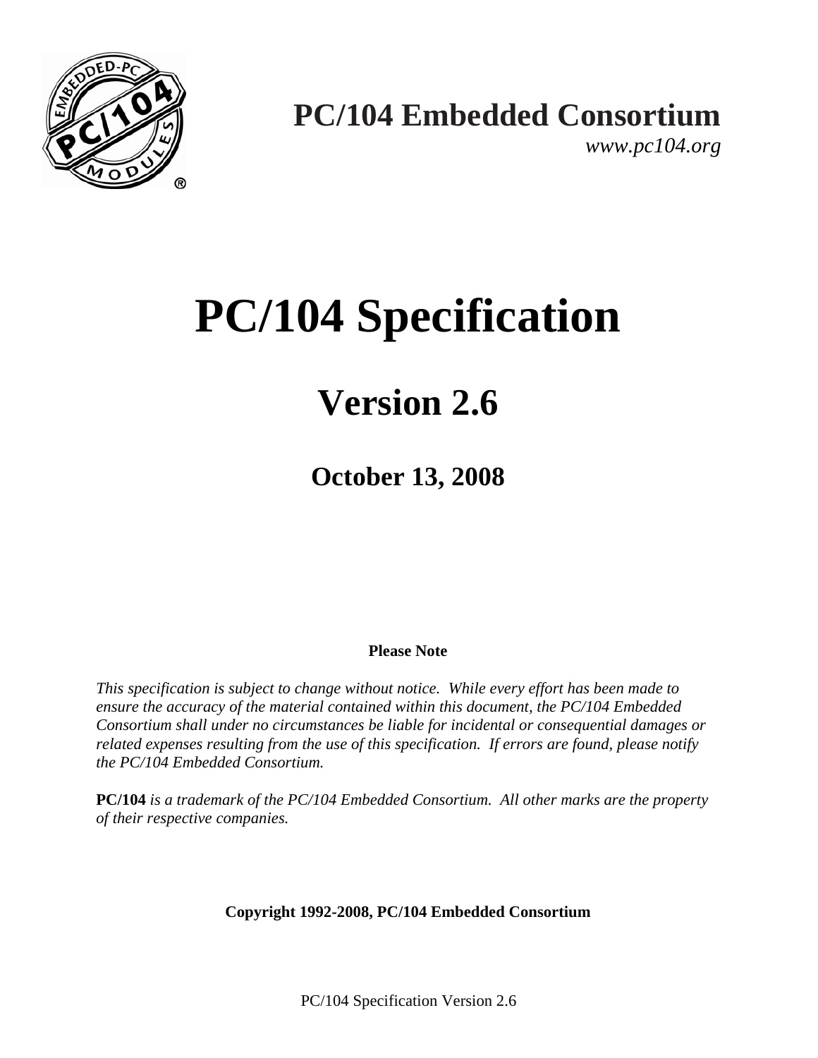**PC/104 Embedded Consortium**

*www.pc104.org*

# PC/104 Specification

## Version 2.6

### October 13, 2008

**Please Note**

*This specification is subject to change without notice. While every effort has been made to ensure the accuracy of the material contained within this document, the PC/104 Embedded Consortium shall under no circumstances be liable for incidental or consequential damages or related expenses resulting from the use of this specification. If errors are found, please notify the PC/104 Embedded Consortium.*

**PC/104** *is a trademark of the PC/104 Embedded Consortium. All other marks are the property of their respective companies.*

**Copyright 1992-2008, PC/104 Embedded Consortium**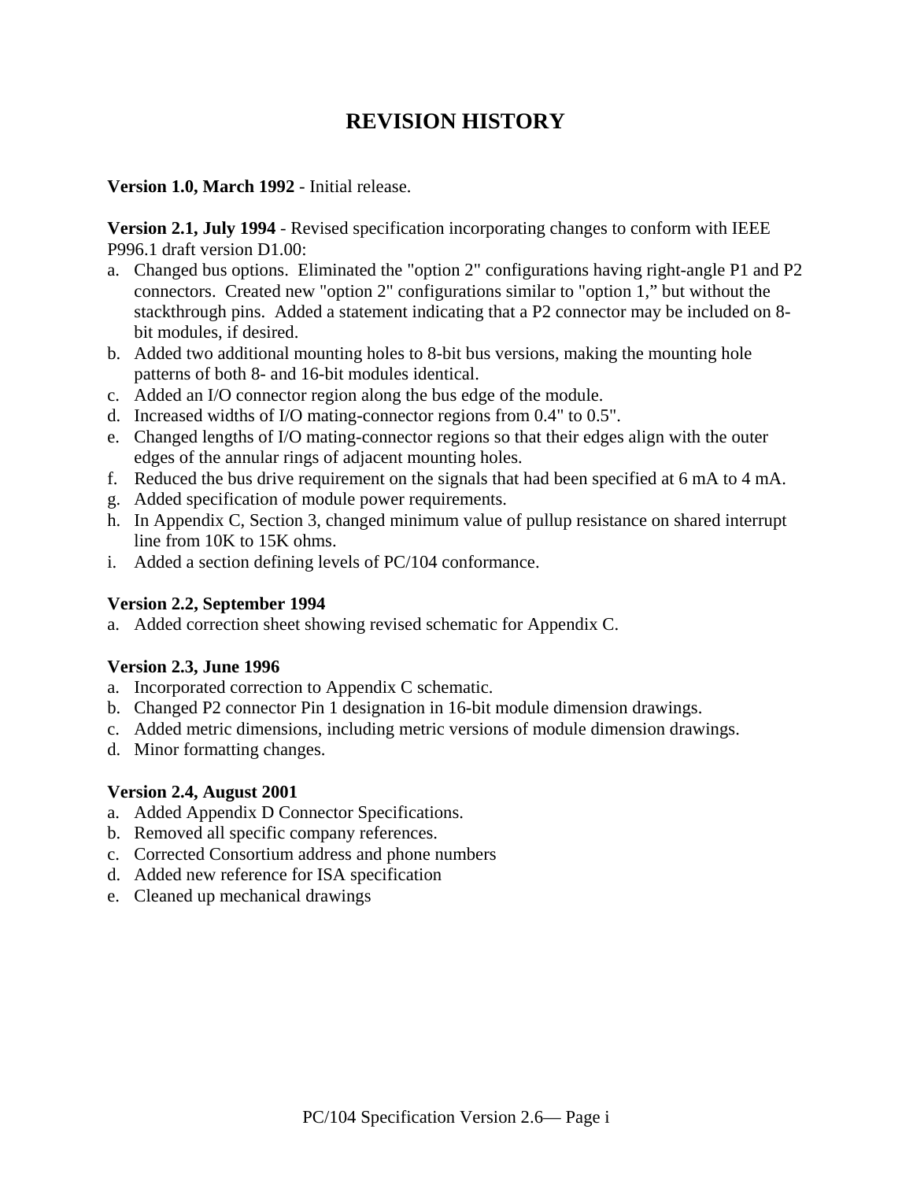# REVISION HISTORY

**Version 1.0, March 1992** - Initial release.

**Version 2.1, July 1994** - Revised specification incorporating changes to conform with IEEE P996.1 draft version D1.00:

a. Changed bus options. Eliminated the "option 2" configurations having right-angle P1 and P2 connectors. Created new "option 2" configurations similar to "option 1," but without the stackthrough pins. Added a statement indicating that a P2 connector may be included on 8-bit modules, if desired.
b. Added two additional mounting holes to 8-bit bus versions, making the mounting hole patterns of both 8- and 16-bit modules identical.
c. Added an I/O connector region along the bus edge of the module.
d. Increased widths of I/O mating-connector regions from 0.4" to 0.5".
e. Changed lengths of I/O mating-connector regions so that their edges align with the outer edges of the annular rings of adjacent mounting holes.
f. Reduced the bus drive requirement on the signals that had been specified at 6 mA to 4 mA.
g. Added specification of module power requirements.
h. In Appendix C, Section 3, changed minimum value of pullup resistance on shared interrupt line from 10K to 15K ohms.
i. Added a section defining levels of PC/104 conformance.

**Version 2.2, September 1994**

a. Added correction sheet showing revised schematic for Appendix C.

**Version 2.3, June 1996**

a. Incorporated correction to Appendix C schematic.
b. Changed P2 connector Pin 1 designation in 16-bit module dimension drawings.
c. Added metric dimensions, including metric versions of module dimension drawings.
d. Minor formatting changes.

**Version 2.4, August 2001**

a. Added Appendix D Connector Specifications.
b. Removed all specific company references.
c. Corrected Consortium address and phone numbers
d. Added new reference for ISA specification
e. Cleaned up mechanical drawings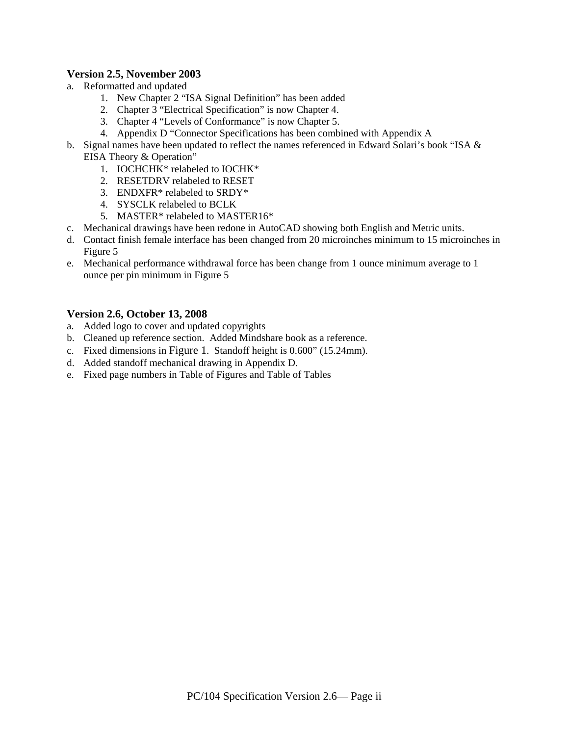### Version 2.5, November 2003

a. Reformatted and updated
    1. New Chapter 2 “ISA Signal Definition” has been added
    2. Chapter 3 “Electrical Specification” is now Chapter 4.
    3. Chapter 4 “Levels of Conformance” is now Chapter 5.
    4. Appendix D “Connector Specifications has been combined with Appendix A
b. Signal names have been updated to reflect the names referenced in Edward Solari’s book “ISA & EISA Theory & Operation”
    1. IOCHCHK* relabeled to IOCHK*
    2. RESETDRV relabeled to RESET
    3. ENDXFR* relabeled to SRDY*
    4. SYSCLK relabeled to BCLK
    5. MASTER* relabeled to MASTER16*
c. Mechanical drawings have been redone in AutoCAD showing both English and Metric units.
d. Contact finish female interface has been changed from 20 microinches minimum to 15 microinches in Figure 5
e. Mechanical performance withdrawal force has been change from 1 ounce minimum average to 1 ounce per pin minimum in Figure 5

### Version 2.6, October 13, 2008

a. Added logo to cover and updated copyrights
b. Cleaned up reference section. Added Mindshare book as a reference.
c. Fixed dimensions in Figure 1. Standoff height is 0.600” (15.24mm).
d. Added standoff mechanical drawing in Appendix D.
e. Fixed page numbers in Table of Figures and Table of Tables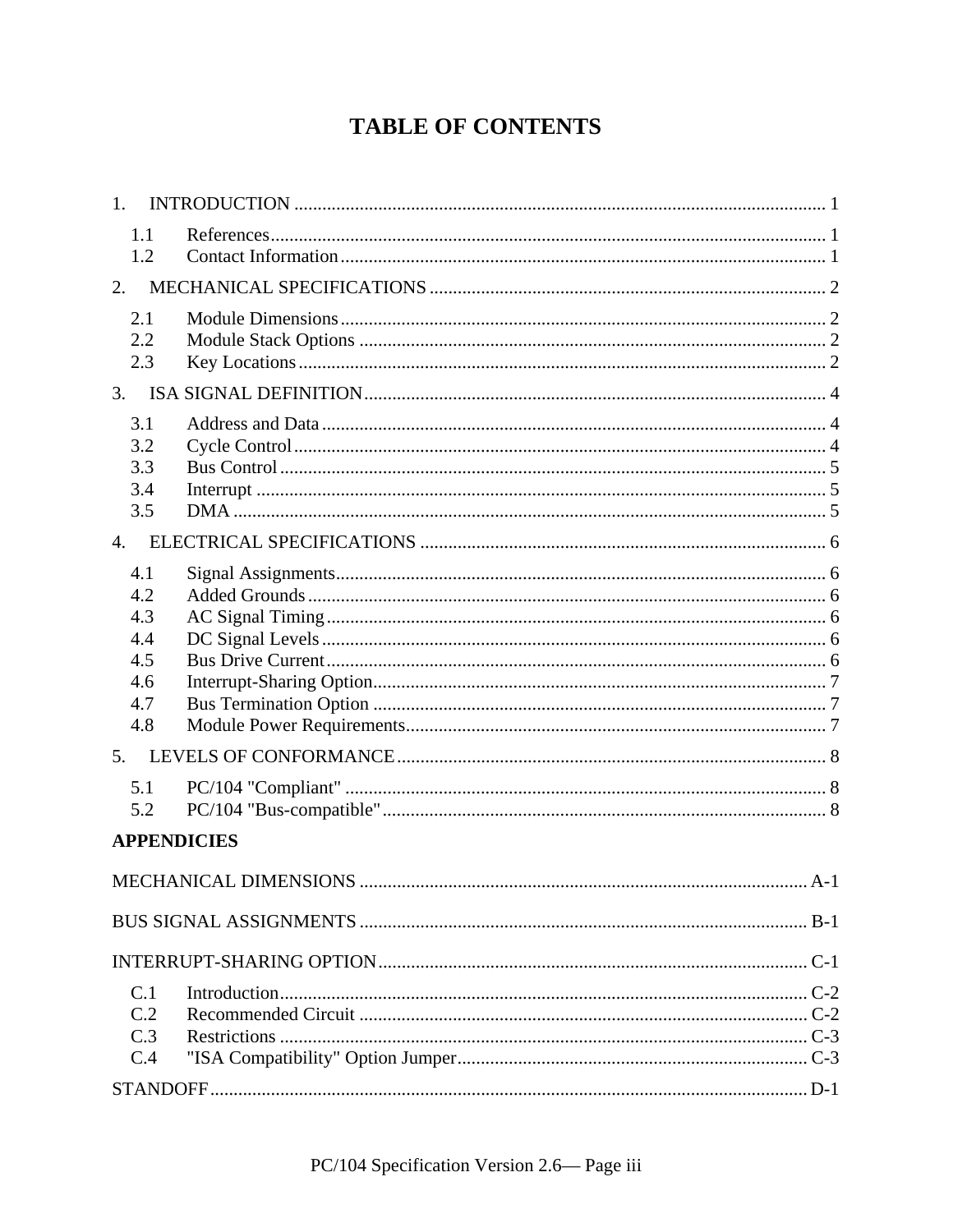# TABLE OF CONTENTS

1. INTRODUCTION .......... 1
   - 1.1 References .......... 1
   - 1.2 Contact Information .......... 1
2. MECHANICAL SPECIFICATIONS .......... 2
   - 2.1 Module Dimensions .......... 2
   - 2.2 Module Stack Options .......... 2
   - 2.3 Key Locations .......... 2
3. ISA SIGNAL DEFINITION .......... 4
   - 3.1 Address and Data .......... 4
   - 3.2 Cycle Control .......... 4
   - 3.3 Bus Control .......... 5
   - 3.4 Interrupt .......... 5
   - 3.5 DMA .......... 5
4. ELECTRICAL SPECIFICATIONS .......... 6
   - 4.1 Signal Assignments .......... 6
   - 4.2 Added Grounds .......... 6
   - 4.3 AC Signal Timing .......... 6
   - 4.4 DC Signal Levels .......... 6
   - 4.5 Bus Drive Current .......... 6
   - 4.6 Interrupt-Sharing Option .......... 7
   - 4.7 Bus Termination Option .......... 7
   - 4.8 Module Power Requirements .......... 7
5. LEVELS OF CONFORMANCE .......... 8
   - 5.1 PC/104 "Compliant" .......... 8
   - 5.2 PC/104 "Bus-compatible" .......... 8

**APPENDICIES**

MECHANICAL DIMENSIONS .......... A-1

BUS SIGNAL ASSIGNMENTS .......... B-1

INTERRUPT-SHARING OPTION .......... C-1
   - C.1 Introduction .......... C-2
   - C.2 Recommended Circuit .......... C-2
   - C.3 Restrictions .......... C-3
   - C.4 "ISA Compatibility" Option Jumper .......... C-3

STANDOFF .......... D-1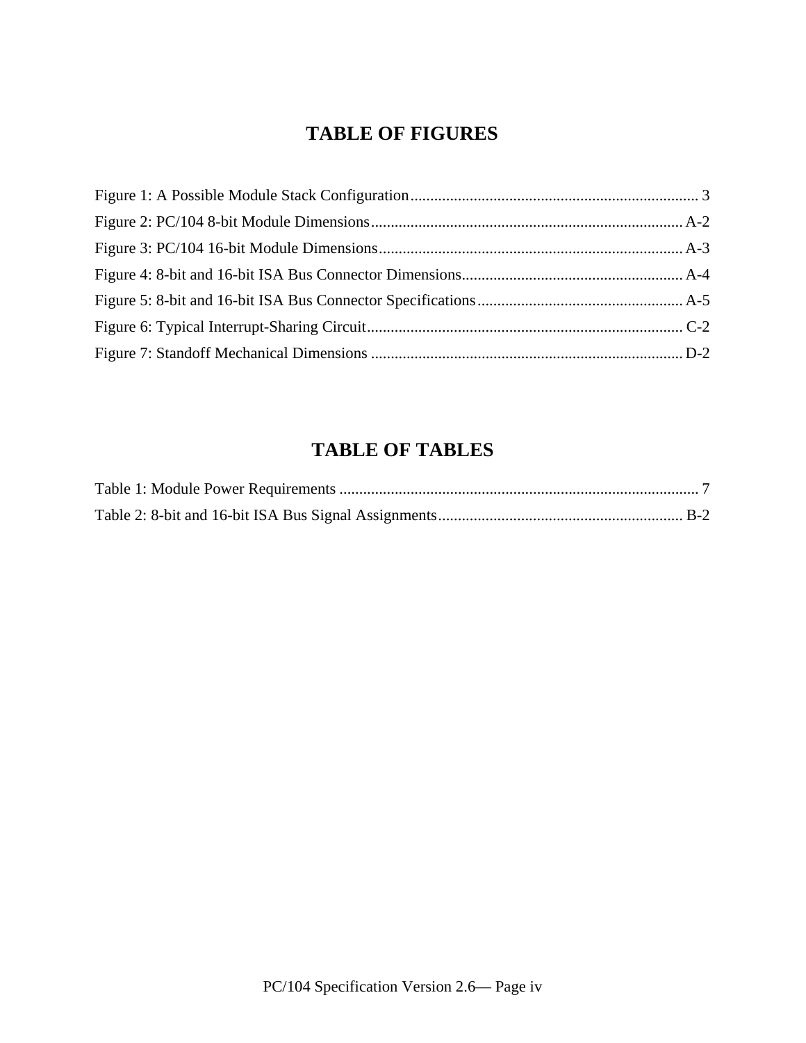# TABLE OF FIGURES

Figure 1: A Possible Module Stack Configuration........................................................................ 3
Figure 2: PC/104 8-bit Module Dimensions.............................................................................. A-2
Figure 3: PC/104 16-bit Module Dimensions............................................................................ A-3
Figure 4: 8-bit and 16-bit ISA Bus Connector Dimensions....................................................... A-4
Figure 5: 8-bit and 16-bit ISA Bus Connector Specifications................................................... A-5
Figure 6: Typical Interrupt-Sharing Circuit................................................................................ C-2
Figure 7: Standoff Mechanical Dimensions .............................................................................. D-2

# TABLE OF TABLES

Table 1: Module Power Requirements .......................................................................................... 7
Table 2: 8-bit and 16-bit ISA Bus Signal Assignments............................................................. B-2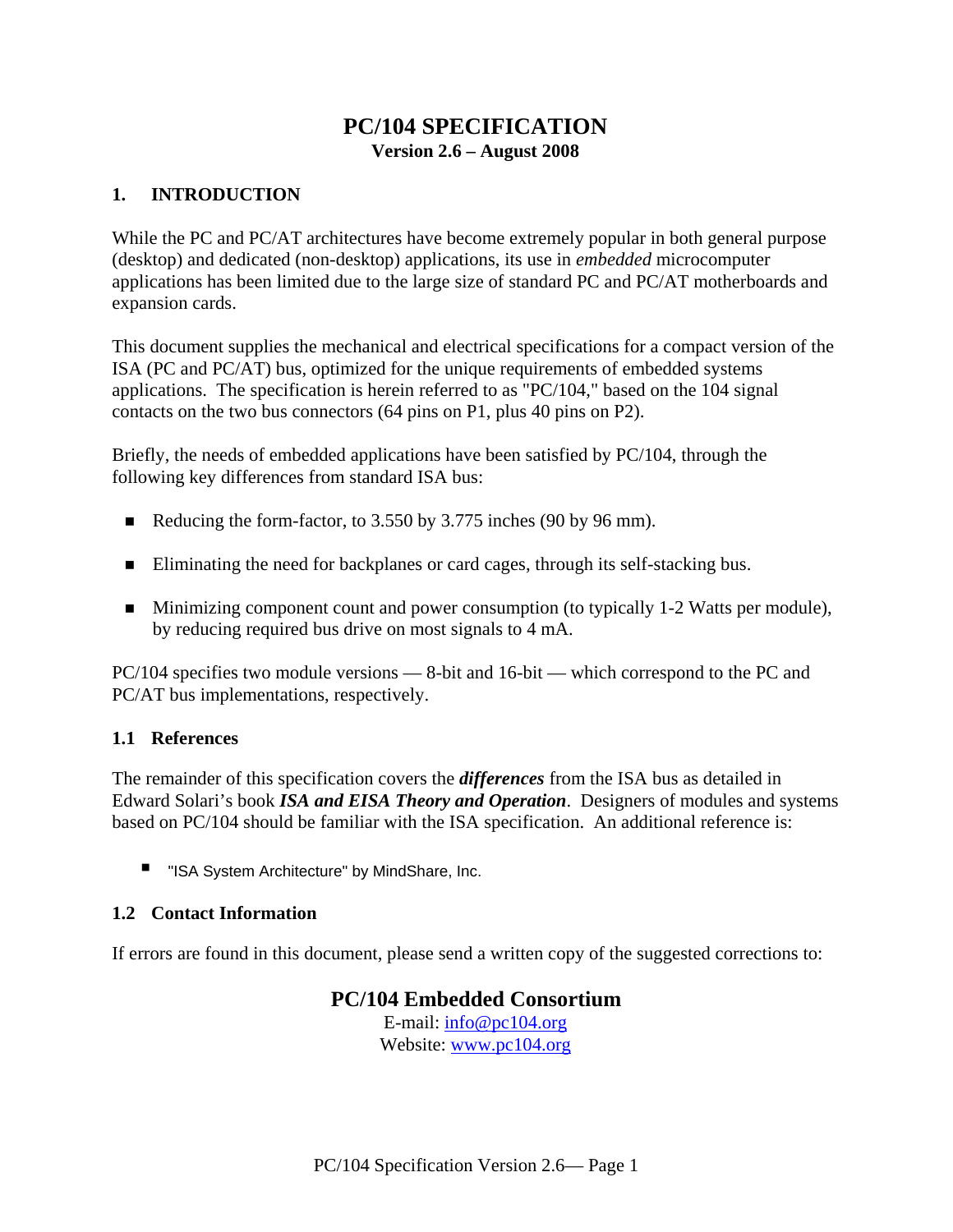# PC/104 SPECIFICATION

**Version 2.6 – August 2008**

## 1. INTRODUCTION

While the PC and PC/AT architectures have become extremely popular in both general purpose (desktop) and dedicated (non-desktop) applications, its use in *embedded* microcomputer applications has been limited due to the large size of standard PC and PC/AT motherboards and expansion cards.

This document supplies the mechanical and electrical specifications for a compact version of the ISA (PC and PC/AT) bus, optimized for the unique requirements of embedded systems applications. The specification is herein referred to as "PC/104," based on the 104 signal contacts on the two bus connectors (64 pins on P1, plus 40 pins on P2).

Briefly, the needs of embedded applications have been satisfied by PC/104, through the following key differences from standard ISA bus:

- Reducing the form-factor, to 3.550 by 3.775 inches (90 by 96 mm).
- Eliminating the need for backplanes or card cages, through its self-stacking bus.
- Minimizing component count and power consumption (to typically 1-2 Watts per module), by reducing required bus drive on most signals to 4 mA.

PC/104 specifies two module versions — 8-bit and 16-bit — which correspond to the PC and PC/AT bus implementations, respectively.

### 1.1 References

The remainder of this specification covers the ***differences*** from the ISA bus as detailed in Edward Solari's book ***ISA and EISA Theory and Operation***. Designers of modules and systems based on PC/104 should be familiar with the ISA specification. An additional reference is:

- "ISA System Architecture" by MindShare, Inc.

### 1.2 Contact Information

If errors are found in this document, please send a written copy of the suggested corrections to:

**PC/104 Embedded Consortium**
E-mail: info@pc104.org
Website: www.pc104.org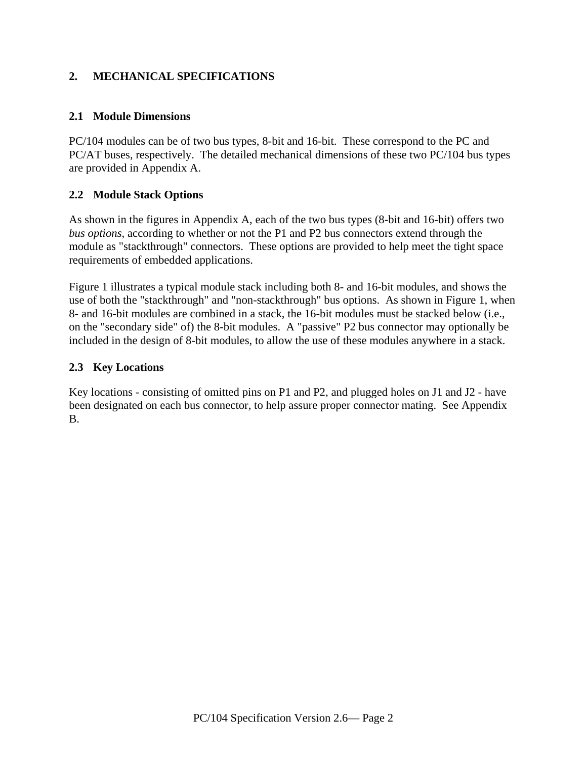## 2. MECHANICAL SPECIFICATIONS

### 2.1 Module Dimensions

PC/104 modules can be of two bus types, 8-bit and 16-bit. These correspond to the PC and PC/AT buses, respectively. The detailed mechanical dimensions of these two PC/104 bus types are provided in Appendix A.

### 2.2 Module Stack Options

As shown in the figures in Appendix A, each of the two bus types (8-bit and 16-bit) offers two *bus options*, according to whether or not the P1 and P2 bus connectors extend through the module as "stackthrough" connectors. These options are provided to help meet the tight space requirements of embedded applications.

Figure 1 illustrates a typical module stack including both 8- and 16-bit modules, and shows the use of both the "stackthrough" and "non-stackthrough" bus options. As shown in Figure 1, when 8- and 16-bit modules are combined in a stack, the 16-bit modules must be stacked below (i.e., on the "secondary side" of) the 8-bit modules. A "passive" P2 bus connector may optionally be included in the design of 8-bit modules, to allow the use of these modules anywhere in a stack.

### 2.3 Key Locations

Key locations - consisting of omitted pins on P1 and P2, and plugged holes on J1 and J2 - have been designated on each bus connector, to help assure proper connector mating. See Appendix B.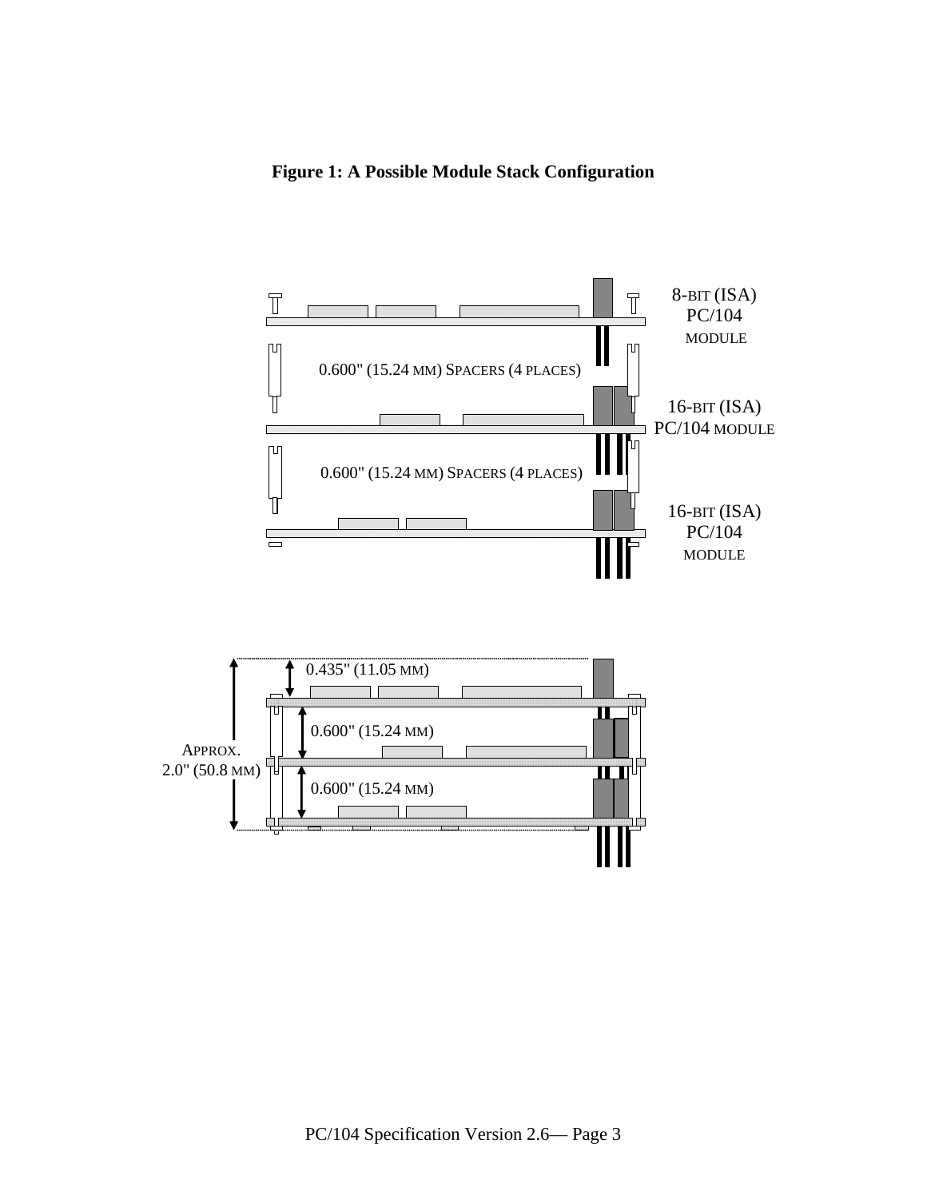**Figure 1: A Possible Module Stack Configuration**

8-BIT (ISA) PC/104 MODULE

0.600" (15.24 MM) SPACERS (4 PLACES)

16-BIT (ISA) PC/104 MODULE

0.600" (15.24 MM) SPACERS (4 PLACES)

16-BIT (ISA) PC/104 MODULE

0.435" (11.05 MM)

0.600" (15.24 MM)

0.600" (15.24 MM)

APPROX. 2.0" (50.8 MM)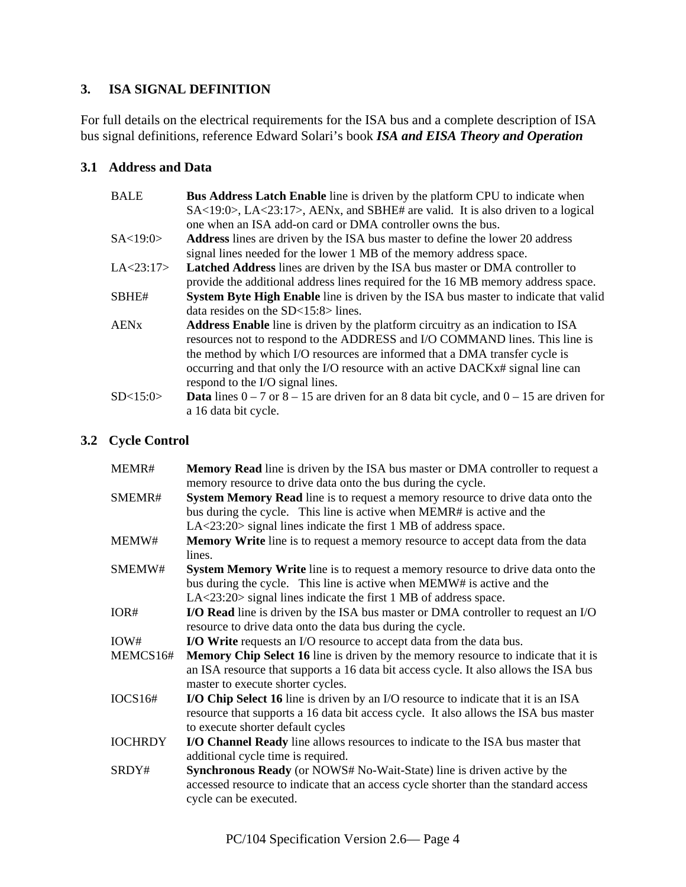## 3. ISA SIGNAL DEFINITION

For full details on the electrical requirements for the ISA bus and a complete description of ISA bus signal definitions, reference Edward Solari's book ***ISA and EISA Theory and Operation***

### 3.1 Address and Data

| | |
|---|---|
| BALE | **Bus Address Latch Enable** line is driven by the platform CPU to indicate when SA<19:0>, LA<23:17>, AENx, and SBHE# are valid. It is also driven to a logical one when an ISA add-on card or DMA controller owns the bus. |
| SA<19:0> | **Address** lines are driven by the ISA bus master to define the lower 20 address signal lines needed for the lower 1 MB of the memory address space. |
| LA<23:17> | **Latched Address** lines are driven by the ISA bus master or DMA controller to provide the additional address lines required for the 16 MB memory address space. |
| SBHE# | **System Byte High Enable** line is driven by the ISA bus master to indicate that valid data resides on the SD<15:8> lines. |
| AENx | **Address Enable** line is driven by the platform circuitry as an indication to ISA resources not to respond to the ADDRESS and I/O COMMAND lines. This line is the method by which I/O resources are informed that a DMA transfer cycle is occurring and that only the I/O resource with an active DACKx# signal line can respond to the I/O signal lines. |
| SD<15:0> | **Data** lines 0 – 7 or 8 – 15 are driven for an 8 data bit cycle, and 0 – 15 are driven for a 16 data bit cycle. |

### 3.2 Cycle Control

| | |
|---|---|
| MEMR# | **Memory Read** line is driven by the ISA bus master or DMA controller to request a memory resource to drive data onto the bus during the cycle. |
| SMEMR# | **System Memory Read** line is to request a memory resource to drive data onto the bus during the cycle. This line is active when MEMR# is active and the LA<23:20> signal lines indicate the first 1 MB of address space. |
| MEMW# | **Memory Write** line is to request a memory resource to accept data from the data lines. |
| SMEMW# | **System Memory Write** line is to request a memory resource to drive data onto the bus during the cycle. This line is active when MEMW# is active and the LA<23:20> signal lines indicate the first 1 MB of address space. |
| IOR# | **I/O Read** line is driven by the ISA bus master or DMA controller to request an I/O resource to drive data onto the data bus during the cycle. |
| IOW# | **I/O Write** requests an I/O resource to accept data from the data bus. |
| MEMCS16# | **Memory Chip Select 16** line is driven by the memory resource to indicate that it is an ISA resource that supports a 16 data bit access cycle. It also allows the ISA bus master to execute shorter cycles. |
| IOCS16# | **I/O Chip Select 16** line is driven by an I/O resource to indicate that it is an ISA resource that supports a 16 data bit access cycle. It also allows the ISA bus master to execute shorter default cycles |
| IOCHRDY | **I/O Channel Ready** line allows resources to indicate to the ISA bus master that additional cycle time is required. |
| SRDY# | **Synchronous Ready** (or NOWS# No-Wait-State) line is driven active by the accessed resource to indicate that an access cycle shorter than the standard access cycle can be executed. |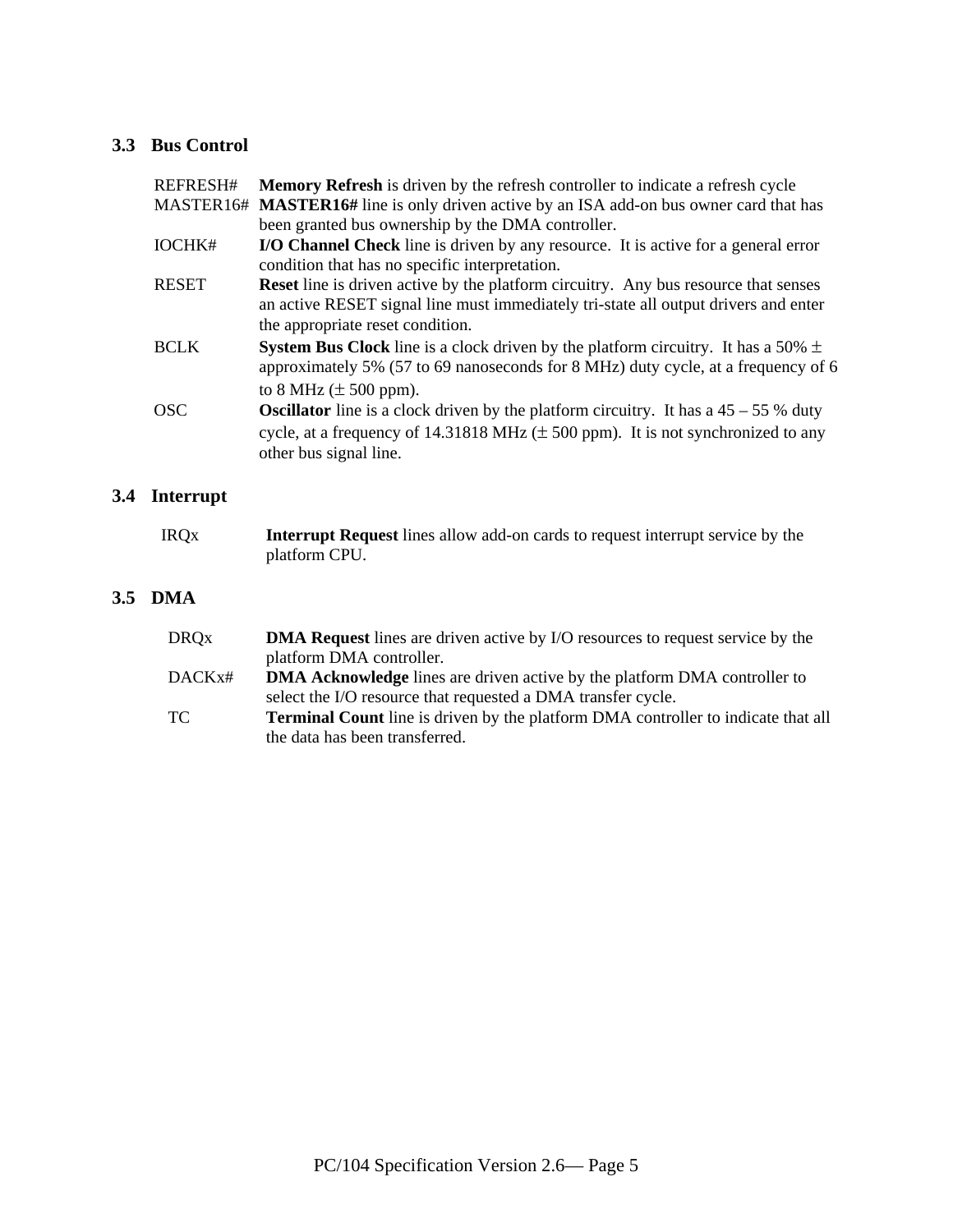## 3.3 Bus Control

| | |
|---|---|
| REFRESH# | **Memory Refresh** is driven by the refresh controller to indicate a refresh cycle |
| MASTER16# | **MASTER16#** line is only driven active by an ISA add-on bus owner card that has been granted bus ownership by the DMA controller. |
| IOCHK# | **I/O Channel Check** line is driven by any resource. It is active for a general error condition that has no specific interpretation. |
| RESET | **Reset** line is driven active by the platform circuitry. Any bus resource that senses an active RESET signal line must immediately tri-state all output drivers and enter the appropriate reset condition. |
| BCLK | **System Bus Clock** line is a clock driven by the platform circuitry. It has a 50% ± approximately 5% (57 to 69 nanoseconds for 8 MHz) duty cycle, at a frequency of 6 to 8 MHz (± 500 ppm). |
| OSC | **Oscillator** line is a clock driven by the platform circuitry. It has a 45 – 55 % duty cycle, at a frequency of 14.31818 MHz (± 500 ppm). It is not synchronized to any other bus signal line. |

## 3.4 Interrupt

| | |
|---|---|
| IRQx | **Interrupt Request** lines allow add-on cards to request interrupt service by the platform CPU. |

## 3.5 DMA

| | |
|---|---|
| DRQx | **DMA Request** lines are driven active by I/O resources to request service by the platform DMA controller. |
| DACKx# | **DMA Acknowledge** lines are driven active by the platform DMA controller to select the I/O resource that requested a DMA transfer cycle. |
| TC | **Terminal Count** line is driven by the platform DMA controller to indicate that all the data has been transferred. |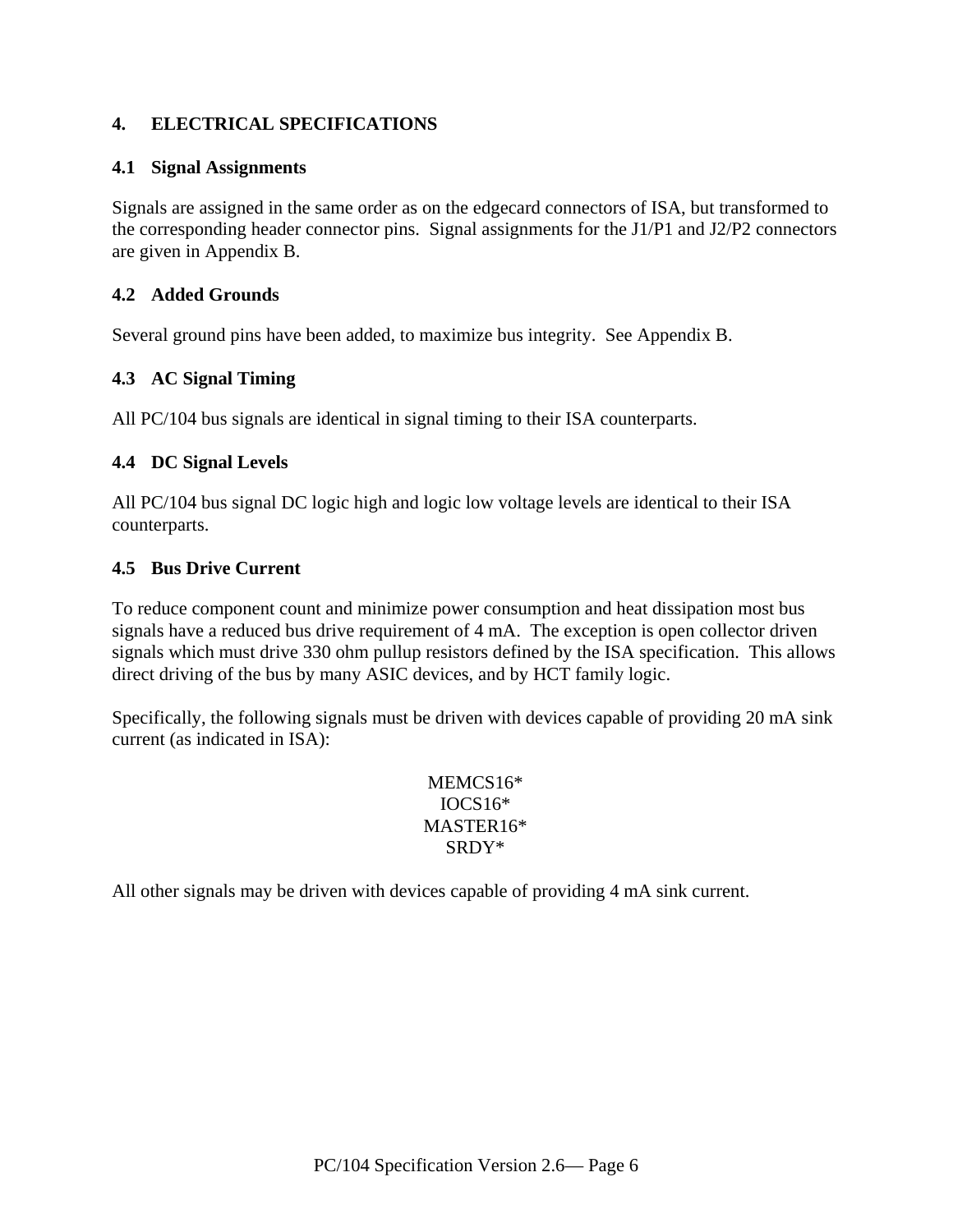# 4. ELECTRICAL SPECIFICATIONS

## 4.1 Signal Assignments

Signals are assigned in the same order as on the edgecard connectors of ISA, but transformed to the corresponding header connector pins. Signal assignments for the J1/P1 and J2/P2 connectors are given in Appendix B.

## 4.2 Added Grounds

Several ground pins have been added, to maximize bus integrity. See Appendix B.

## 4.3 AC Signal Timing

All PC/104 bus signals are identical in signal timing to their ISA counterparts.

## 4.4 DC Signal Levels

All PC/104 bus signal DC logic high and logic low voltage levels are identical to their ISA counterparts.

## 4.5 Bus Drive Current

To reduce component count and minimize power consumption and heat dissipation most bus signals have a reduced bus drive requirement of 4 mA. The exception is open collector driven signals which must drive 330 ohm pullup resistors defined by the ISA specification. This allows direct driving of the bus by many ASIC devices, and by HCT family logic.

Specifically, the following signals must be driven with devices capable of providing 20 mA sink current (as indicated in ISA):

MEMCS16*
IOCS16*
MASTER16*
SRDY*

All other signals may be driven with devices capable of providing 4 mA sink current.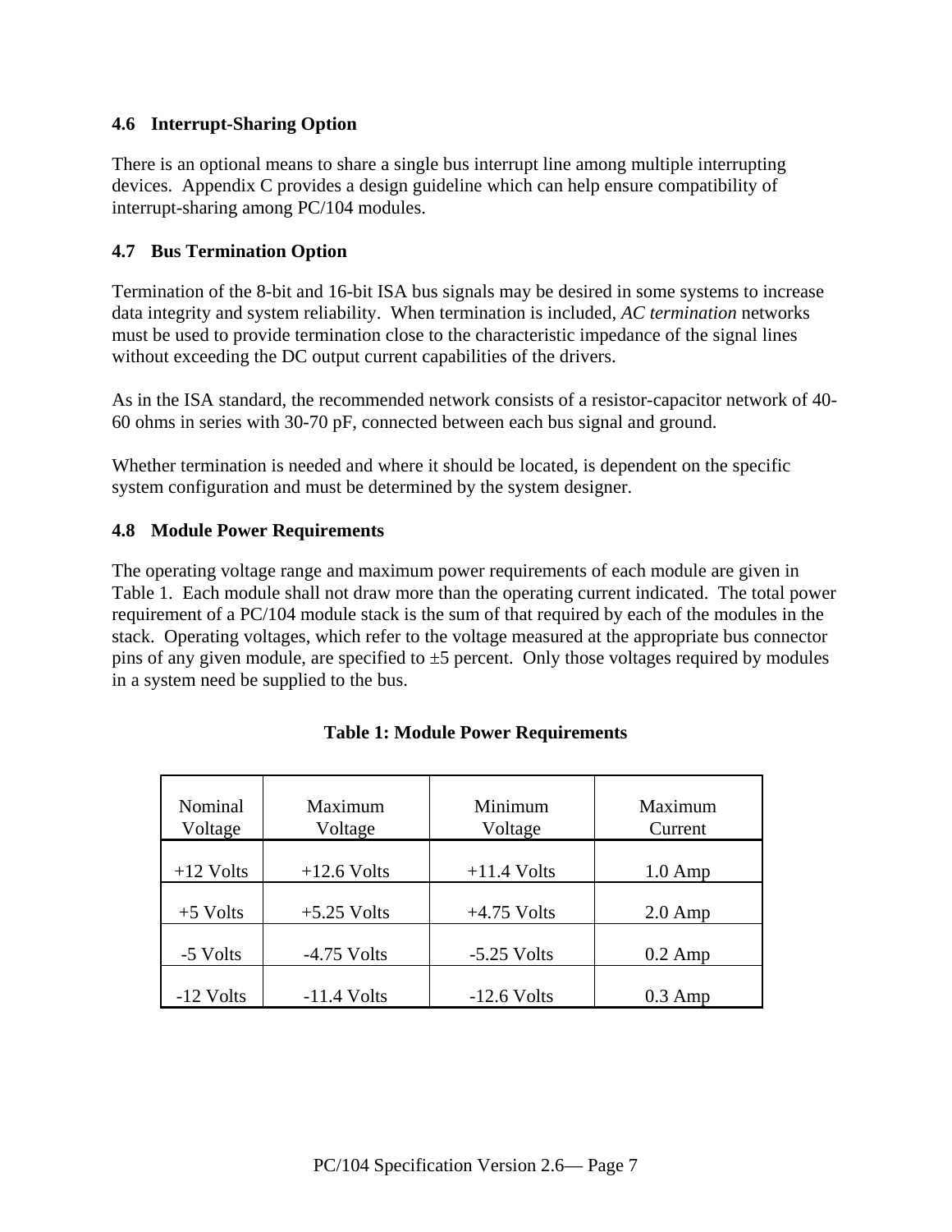### 4.6 Interrupt-Sharing Option

There is an optional means to share a single bus interrupt line among multiple interrupting devices. Appendix C provides a design guideline which can help ensure compatibility of interrupt-sharing among PC/104 modules.

### 4.7 Bus Termination Option

Termination of the 8-bit and 16-bit ISA bus signals may be desired in some systems to increase data integrity and system reliability. When termination is included, *AC termination* networks must be used to provide termination close to the characteristic impedance of the signal lines without exceeding the DC output current capabilities of the drivers.

As in the ISA standard, the recommended network consists of a resistor-capacitor network of 40-60 ohms in series with 30-70 pF, connected between each bus signal and ground.

Whether termination is needed and where it should be located, is dependent on the specific system configuration and must be determined by the system designer.

### 4.8 Module Power Requirements

The operating voltage range and maximum power requirements of each module are given in Table 1. Each module shall not draw more than the operating current indicated. The total power requirement of a PC/104 module stack is the sum of that required by each of the modules in the stack. Operating voltages, which refer to the voltage measured at the appropriate bus connector pins of any given module, are specified to ±5 percent. Only those voltages required by modules in a system need be supplied to the bus.

**Table 1: Module Power Requirements**

| Nominal Voltage | Maximum Voltage | Minimum Voltage | Maximum Current |
|---|---|---|---|
| +12 Volts | +12.6 Volts | +11.4 Volts | 1.0 Amp |
| +5 Volts | +5.25 Volts | +4.75 Volts | 2.0 Amp |
| -5 Volts | -4.75 Volts | -5.25 Volts | 0.2 Amp |
| -12 Volts | -11.4 Volts | -12.6 Volts | 0.3 Amp |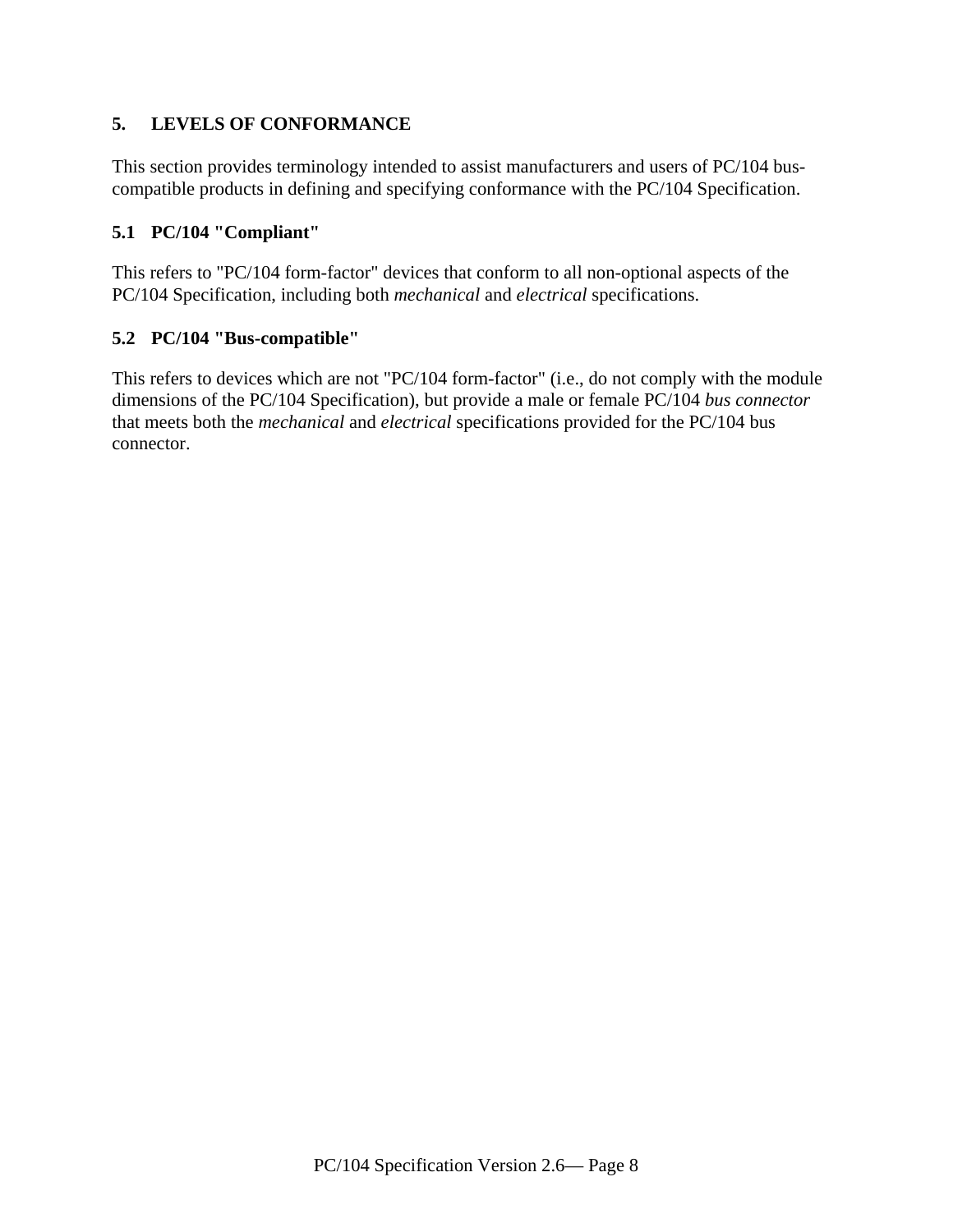## 5. LEVELS OF CONFORMANCE

This section provides terminology intended to assist manufacturers and users of PC/104 bus-compatible products in defining and specifying conformance with the PC/104 Specification.

### 5.1 PC/104 "Compliant"

This refers to "PC/104 form-factor" devices that conform to all non-optional aspects of the PC/104 Specification, including both *mechanical* and *electrical* specifications.

### 5.2 PC/104 "Bus-compatible"

This refers to devices which are not "PC/104 form-factor" (i.e., do not comply with the module dimensions of the PC/104 Specification), but provide a male or female PC/104 *bus connector* that meets both the *mechanical* and *electrical* specifications provided for the PC/104 bus connector.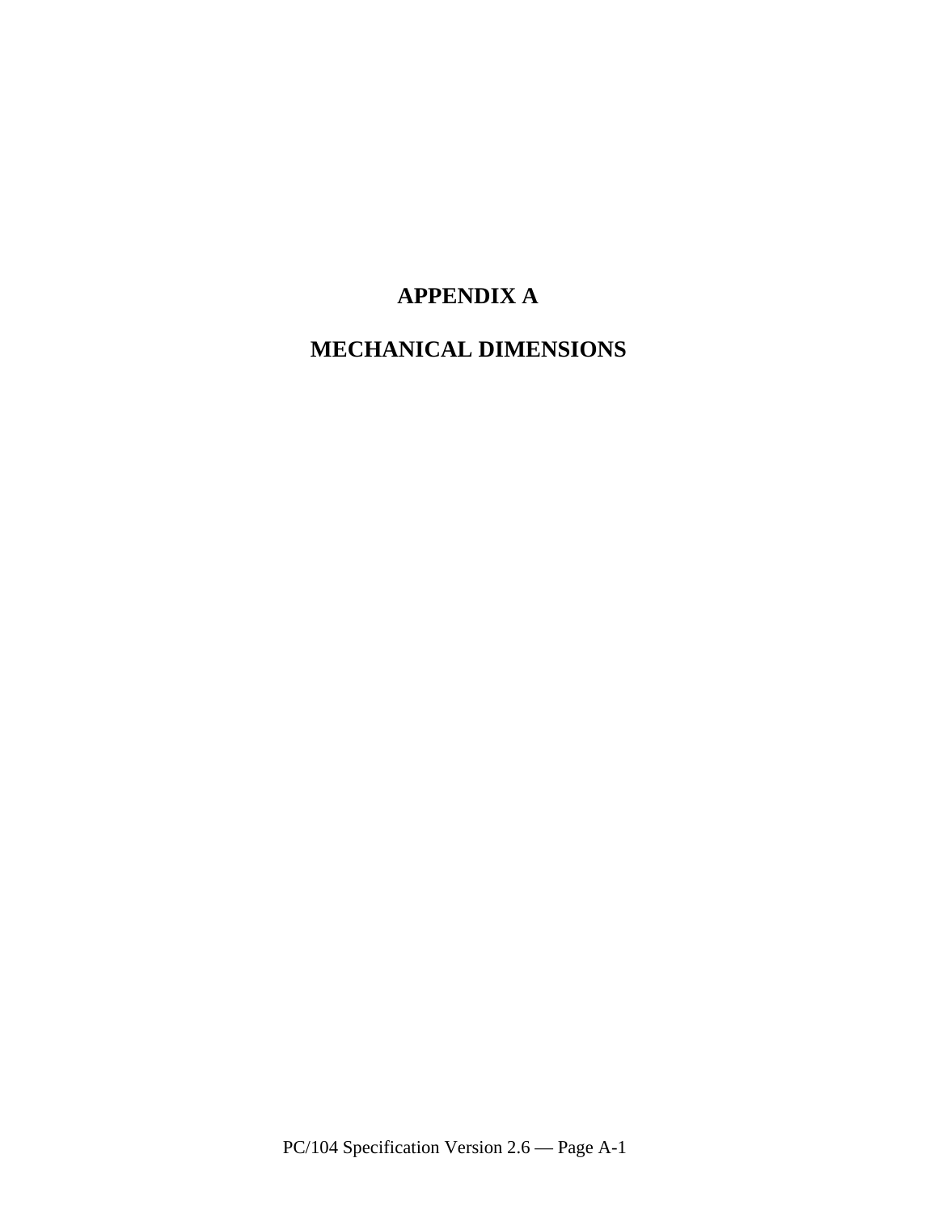# APPENDIX A

# MECHANICAL DIMENSIONS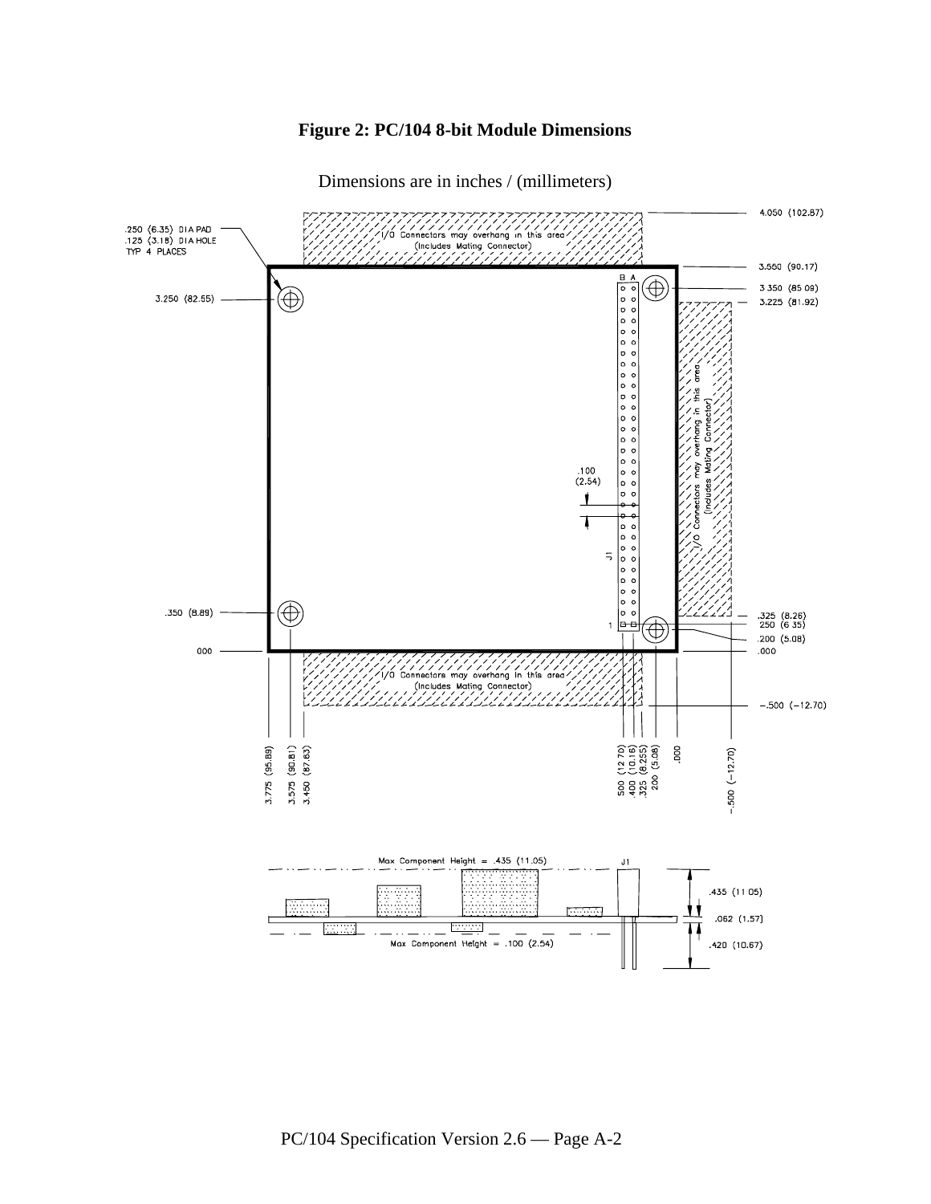**Figure 2: PC/104 8-bit Module Dimensions**

Dimensions are in inches / (millimeters)

.250 (6.35) DIA PAD
.125 (3.18) DIA HOLE
TYP 4 PLACES

I/O Connectors may overhang in this area (Includes Mating Connector)

4.050 (102.87)
3.550 (90.17)
3.350 (85.09)
3.225 (81.92)
3.250 (82.55)
.100 (2.54)
J1
B A
1
.350 (8.89)
.000
.325 (8.26)
.250 (6.35)
.200 (5.08)
.000
−.500 (−12.70)

3.775 (95.89)
3.575 (90.81)
3.450 (87.63)
.500 (12.70)
.400 (10.16)
.325 (8.255)
.200 (5.08)
.000
−.500 (−12.70)

Max Component Height = .435 (11.05)
Max Component Height = .100 (2.54)
.435 (11.05)
.062 (1.57)
.420 (10.67)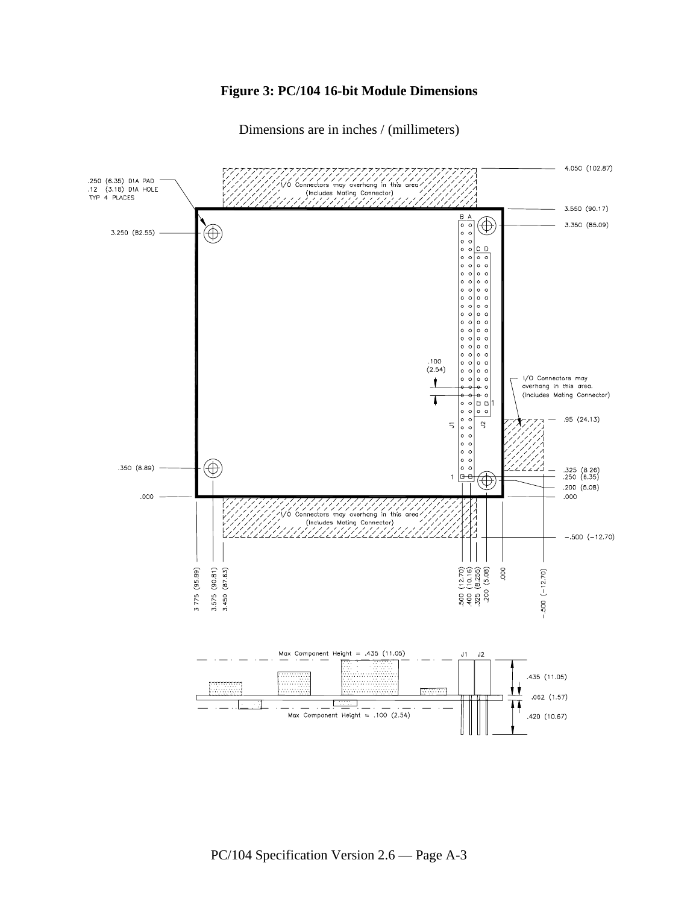**Figure 3: PC/104 16-bit Module Dimensions**

Dimensions are in inches / (millimeters)

.250 (6.35) DIA PAD
.12 (3.18) DIA HOLE
TYP 4 PLACES

I/O Connectors may overhang in this area (Includes Mating Connector)

I/O Connectors may overhang in this area. (Includes Mating Connector)

4.050 (102.87)
3.550 (90.17)
3.350 (85.09)
3.250 (82.55)
.95 (24.13)
.350 (8.89)
.325 (8.26)
.250 (6.35)
.200 (5.08)
.000
−.500 (−12.70)

.100 (2.54)

J1 J2

3.775 (95.89) 3.575 (90.81) 3.450 (87.63) .500 (12.70) .400 (10.16) .325 (8.255) .200 (5.08) .000 −.500 (−12.70)

Max Component Height = .435 (11.05)

Max Component Height = .100 (2.54)

.435 (11.05)
.062 (1.57)
.420 (10.67)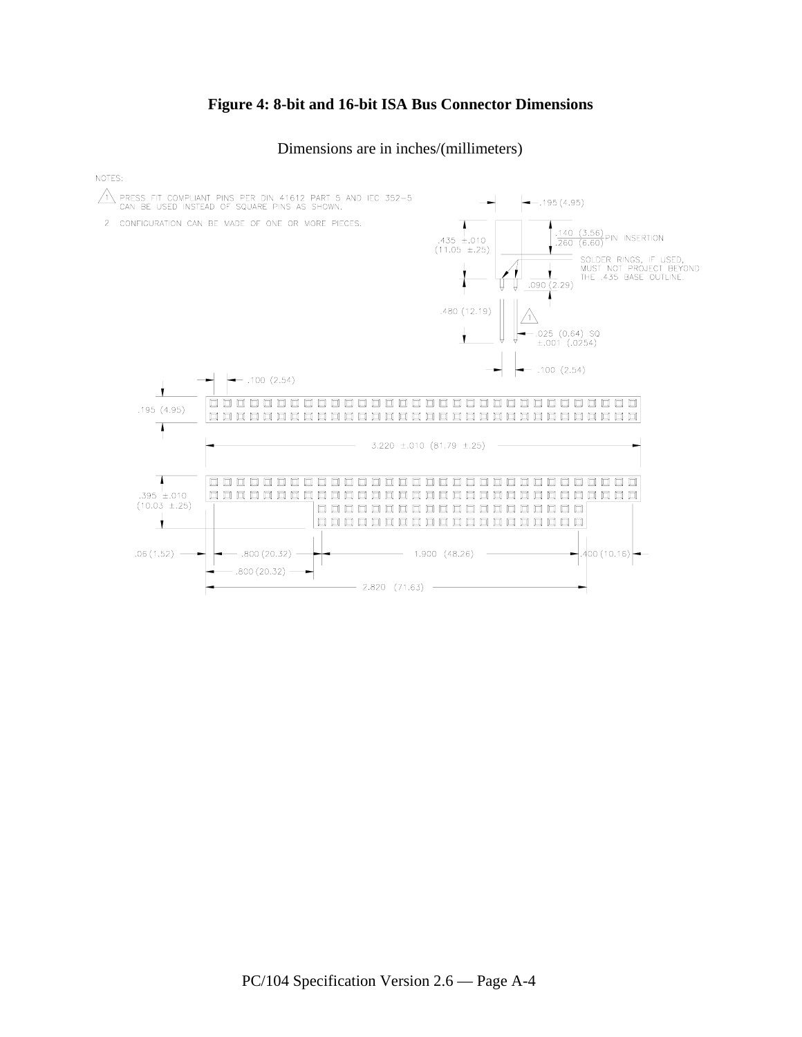**Figure 4: 8-bit and 16-bit ISA Bus Connector Dimensions**

Dimensions are in inches/(millimeters)

NOTES:

1. PRESS FIT COMPLIANT PINS PER DIN 41612 PART 5 AND IEC 352-5 CAN BE USED INSTEAD OF SQUARE PINS AS SHOWN.
2. CONFIGURATION CAN BE MADE OF ONE OR MORE PIECES.

.195 (4.95)

.435 ±.010 (11.05 ±.25)

.140 (3.56) / .260 (6.60) PIN INSERTION

SOLDER RINGS, IF USED, MUST NOT PROJECT BEYOND THE .435 BASE OUTLINE.

.090 (2.29)

.480 (12.19)

.025 (0.64) SQ ±.001 (.0254)

.100 (2.54)

.100 (2.54)

.195 (4.95)

3.220 ±.010 (81.79 ±.25)

.395 ±.010 (10.03 ±.25)

.06 (1.52)

.800 (20.32)

1.900 (48.26)

.400 (10.16)

.800 (20.32)

2.820 (71.63)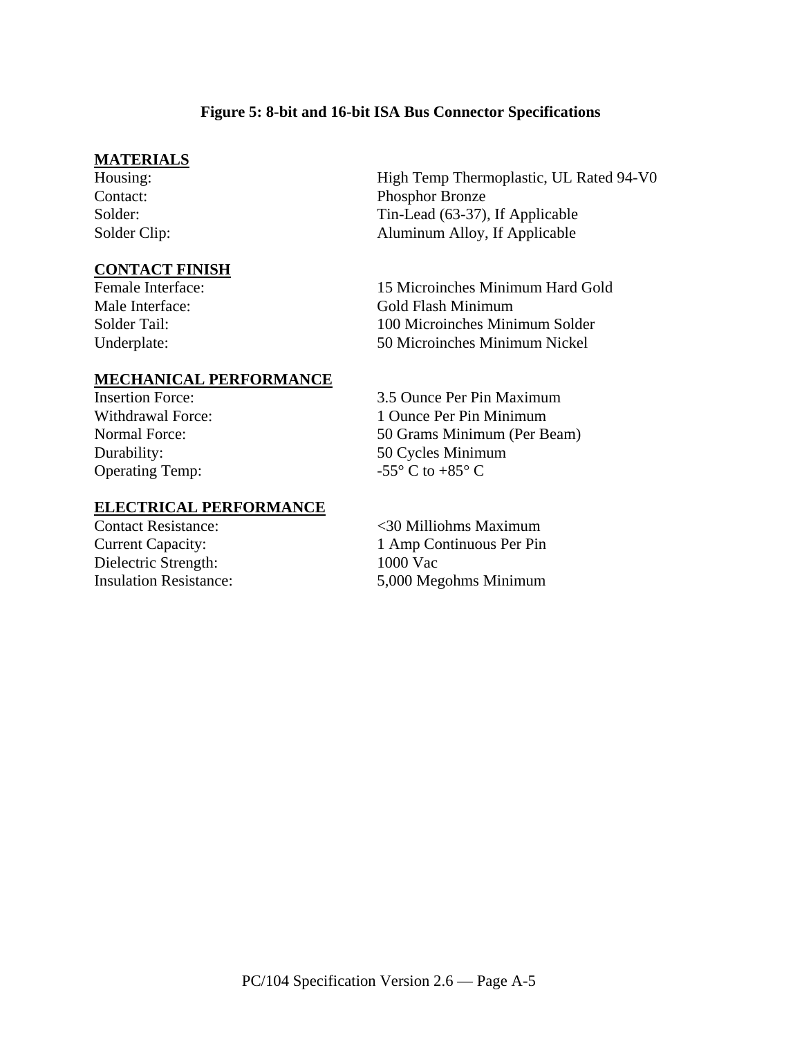**Figure 5: 8-bit and 16-bit ISA Bus Connector Specifications**

**MATERIALS**

| | |
|---|---|
| Housing: | High Temp Thermoplastic, UL Rated 94-V0 |
| Contact: | Phosphor Bronze |
| Solder: | Tin-Lead (63-37), If Applicable |
| Solder Clip: | Aluminum Alloy, If Applicable |

**CONTACT FINISH**

| | |
|---|---|
| Female Interface: | 15 Microinches Minimum Hard Gold |
| Male Interface: | Gold Flash Minimum |
| Solder Tail: | 100 Microinches Minimum Solder |
| Underplate: | 50 Microinches Minimum Nickel |

**MECHANICAL PERFORMANCE**

| | |
|---|---|
| Insertion Force: | 3.5 Ounce Per Pin Maximum |
| Withdrawal Force: | 1 Ounce Per Pin Minimum |
| Normal Force: | 50 Grams Minimum (Per Beam) |
| Durability: | 50 Cycles Minimum |
| Operating Temp: | -55° C to +85° C |

**ELECTRICAL PERFORMANCE**

| | |
|---|---|
| Contact Resistance: | <30 Milliohms Maximum |
| Current Capacity: | 1 Amp Continuous Per Pin |
| Dielectric Strength: | 1000 Vac |
| Insulation Resistance: | 5,000 Megohms Minimum |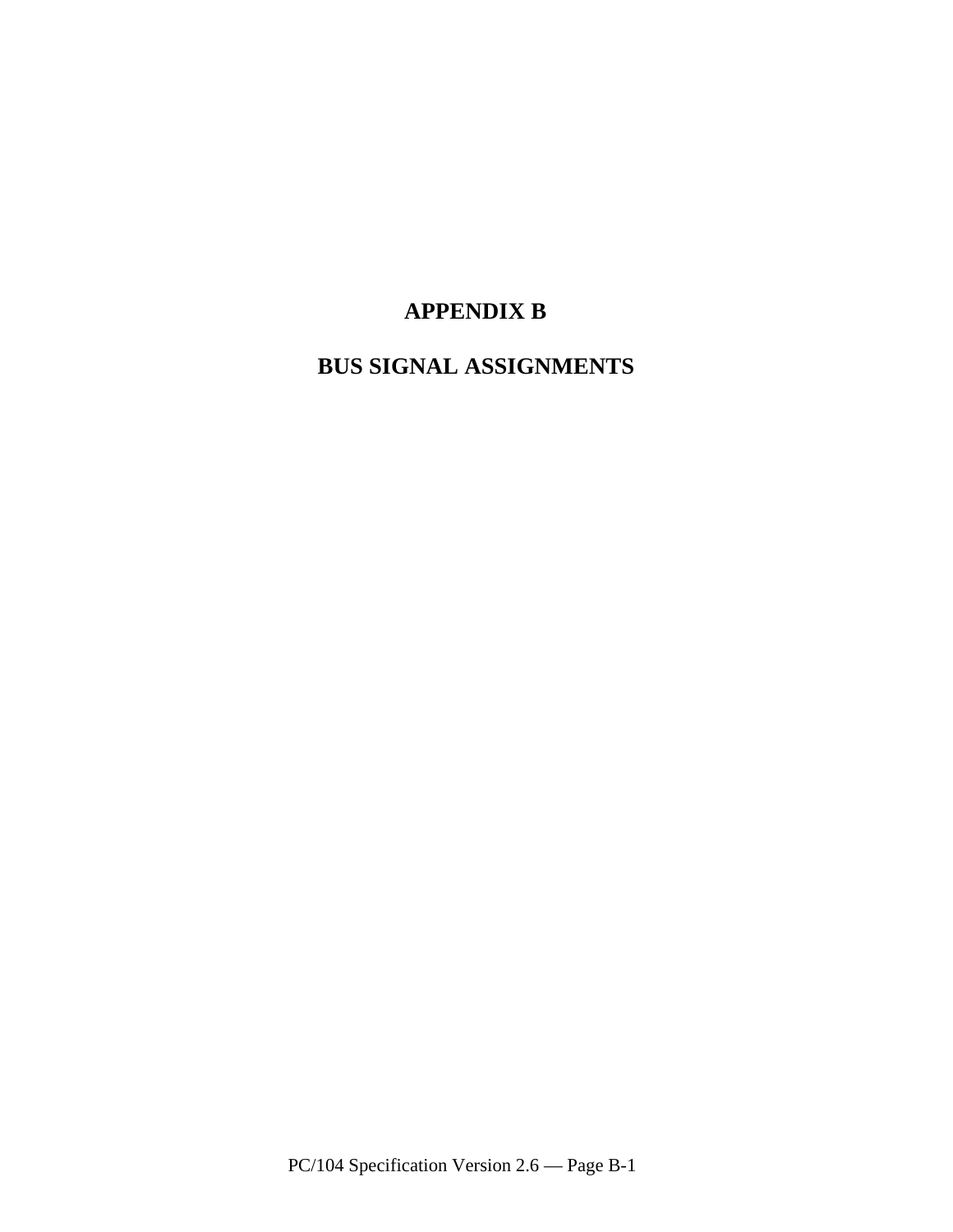# APPENDIX B

# BUS SIGNAL ASSIGNMENTS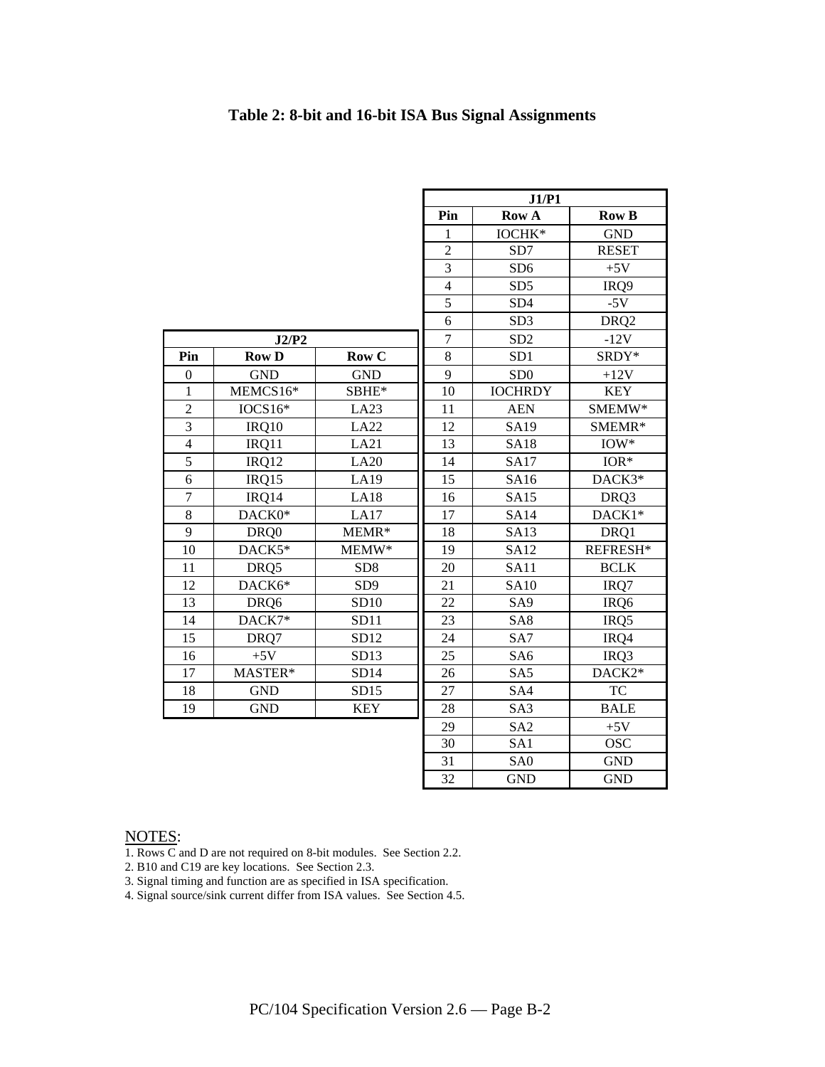### Table 2: 8-bit and 16-bit ISA Bus Signal Assignments

| J2/P2 | | |
|---|---|---|
| **Pin** | **Row D** | **Row C** |
| 0 | GND | GND |
| 1 | MEMCS16* | SBHE* |
| 2 | IOCS16* | LA23 |
| 3 | IRQ10 | LA22 |
| 4 | IRQ11 | LA21 |
| 5 | IRQ12 | LA20 |
| 6 | IRQ15 | LA19 |
| 7 | IRQ14 | LA18 |
| 8 | DACK0* | LA17 |
| 9 | DRQ0 | MEMR* |
| 10 | DACK5* | MEMW* |
| 11 | DRQ5 | SD8 |
| 12 | DACK6* | SD9 |
| 13 | DRQ6 | SD10 |
| 14 | DACK7* | SD11 |
| 15 | DRQ7 | SD12 |
| 16 | +5V | SD13 |
| 17 | MASTER* | SD14 |
| 18 | GND | SD15 |
| 19 | GND | KEY |

| J1/P1 | | |
|---|---|---|
| **Pin** | **Row A** | **Row B** |
| 1 | IOCHK* | GND |
| 2 | SD7 | RESET |
| 3 | SD6 | +5V |
| 4 | SD5 | IRQ9 |
| 5 | SD4 | -5V |
| 6 | SD3 | DRQ2 |
| 7 | SD2 | -12V |
| 8 | SD1 | SRDY* |
| 9 | SD0 | +12V |
| 10 | IOCHRDY | KEY |
| 11 | AEN | SMEMW* |
| 12 | SA19 | SMEMR* |
| 13 | SA18 | IOW* |
| 14 | SA17 | IOR* |
| 15 | SA16 | DACK3* |
| 16 | SA15 | DRQ3 |
| 17 | SA14 | DACK1* |
| 18 | SA13 | DRQ1 |
| 19 | SA12 | REFRESH* |
| 20 | SA11 | BCLK |
| 21 | SA10 | IRQ7 |
| 22 | SA9 | IRQ6 |
| 23 | SA8 | IRQ5 |
| 24 | SA7 | IRQ4 |
| 25 | SA6 | IRQ3 |
| 26 | SA5 | DACK2* |
| 27 | SA4 | TC |
| 28 | SA3 | BALE |
| 29 | SA2 | +5V |
| 30 | SA1 | OSC |
| 31 | SA0 | GND |
| 32 | GND | GND |

NOTES:

1. Rows C and D are not required on 8-bit modules. See Section 2.2.
2. B10 and C19 are key locations. See Section 2.3.
3. Signal timing and function are as specified in ISA specification.
4. Signal source/sink current differ from ISA values. See Section 4.5.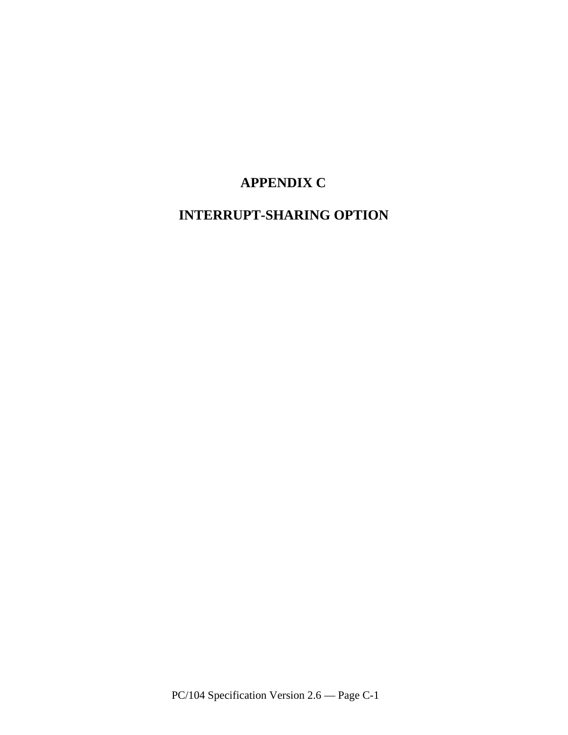# APPENDIX C

# INTERRUPT-SHARING OPTION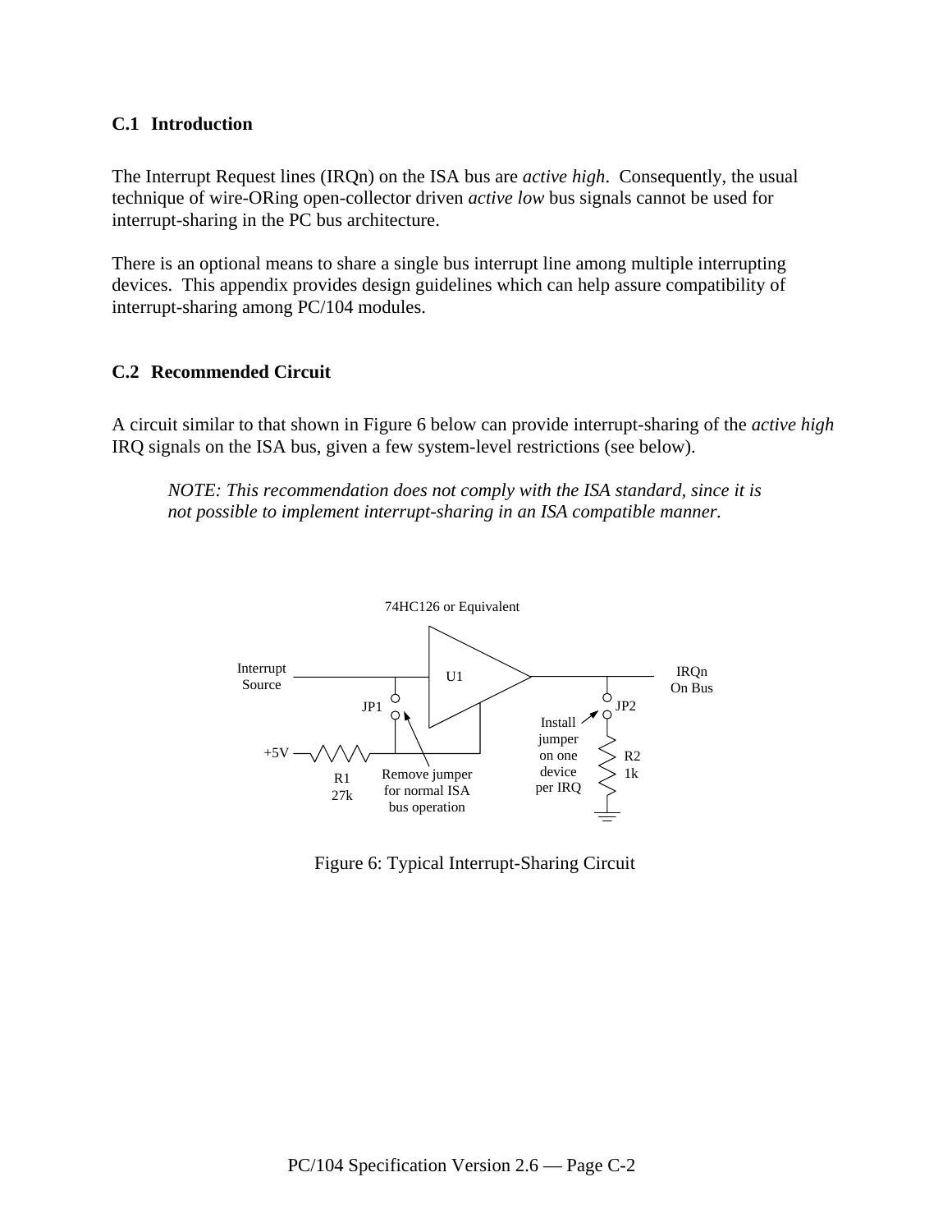## C.1 Introduction

The Interrupt Request lines (IRQn) on the ISA bus are *active high*. Consequently, the usual technique of wire-ORing open-collector driven *active low* bus signals cannot be used for interrupt-sharing in the PC bus architecture.

There is an optional means to share a single bus interrupt line among multiple interrupting devices. This appendix provides design guidelines which can help assure compatibility of interrupt-sharing among PC/104 modules.

## C.2 Recommended Circuit

A circuit similar to that shown in Figure 6 below can provide interrupt-sharing of the *active high* IRQ signals on the ISA bus, given a few system-level restrictions (see below).

> *NOTE: This recommendation does not comply with the ISA standard, since it is not possible to implement interrupt-sharing in an ISA compatible manner.*

74HC126 or Equivalent

Interrupt Source — U1 — IRQn On Bus

JP1 — Remove jumper for normal ISA bus operation

+5V — R1 27k

JP2 — Install jumper on one device per IRQ

R2 1k

Figure 6: Typical Interrupt-Sharing Circuit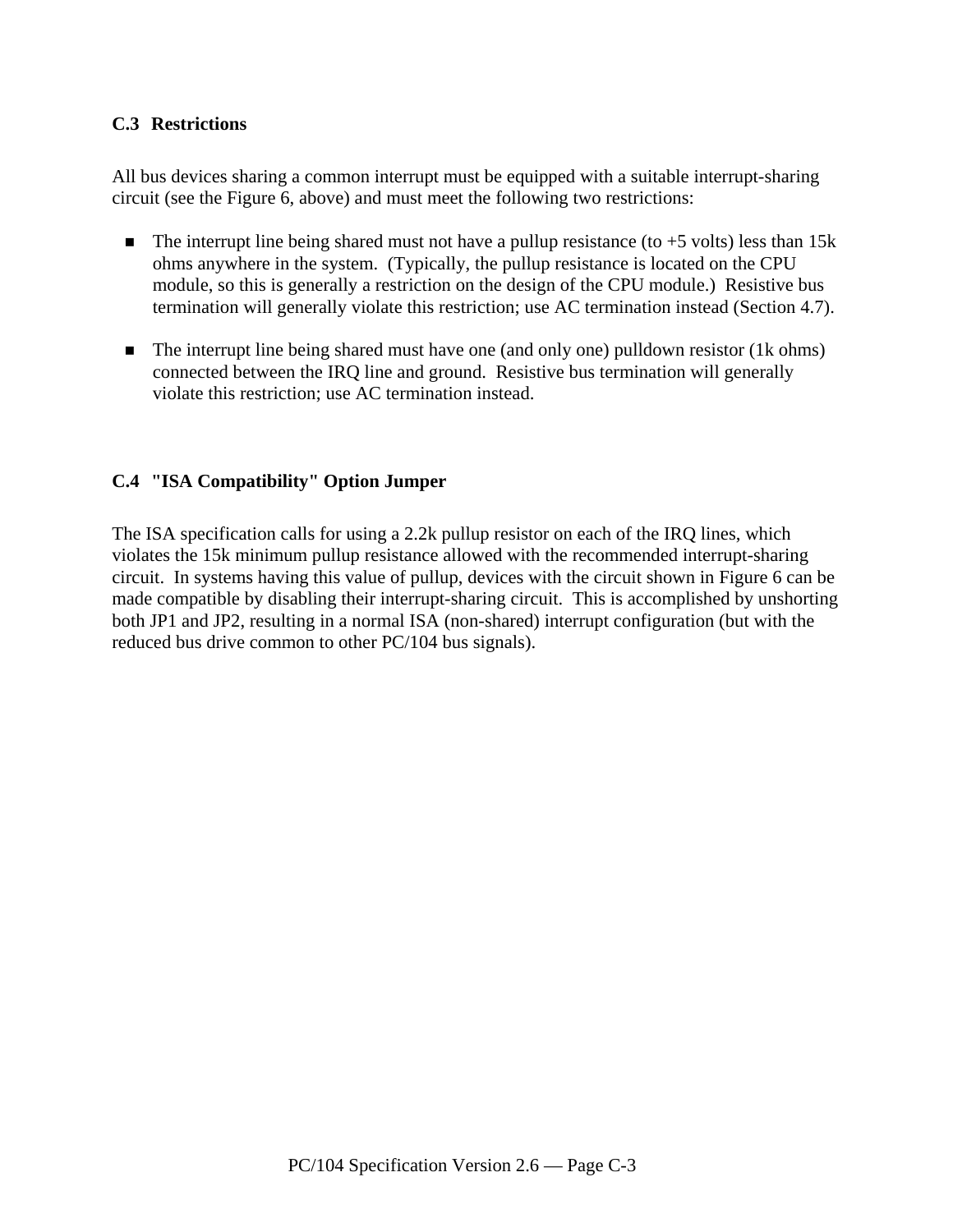### C.3 Restrictions

All bus devices sharing a common interrupt must be equipped with a suitable interrupt-sharing circuit (see the Figure 6, above) and must meet the following two restrictions:

- The interrupt line being shared must not have a pullup resistance (to +5 volts) less than 15k ohms anywhere in the system. (Typically, the pullup resistance is located on the CPU module, so this is generally a restriction on the design of the CPU module.) Resistive bus termination will generally violate this restriction; use AC termination instead (Section 4.7).

- The interrupt line being shared must have one (and only one) pulldown resistor (1k ohms) connected between the IRQ line and ground. Resistive bus termination will generally violate this restriction; use AC termination instead.

### C.4 "ISA Compatibility" Option Jumper

The ISA specification calls for using a 2.2k pullup resistor on each of the IRQ lines, which violates the 15k minimum pullup resistance allowed with the recommended interrupt-sharing circuit. In systems having this value of pullup, devices with the circuit shown in Figure 6 can be made compatible by disabling their interrupt-sharing circuit. This is accomplished by unshorting both JP1 and JP2, resulting in a normal ISA (non-shared) interrupt configuration (but with the reduced bus drive common to other PC/104 bus signals).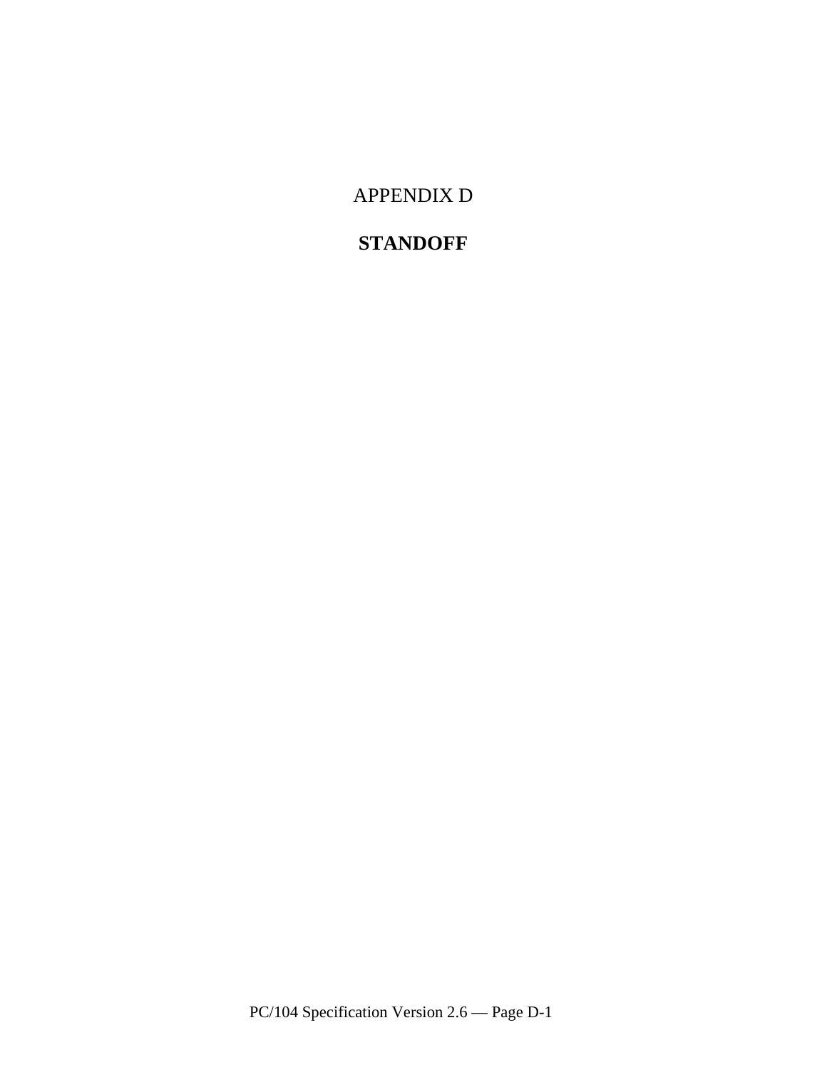APPENDIX D

# STANDOFF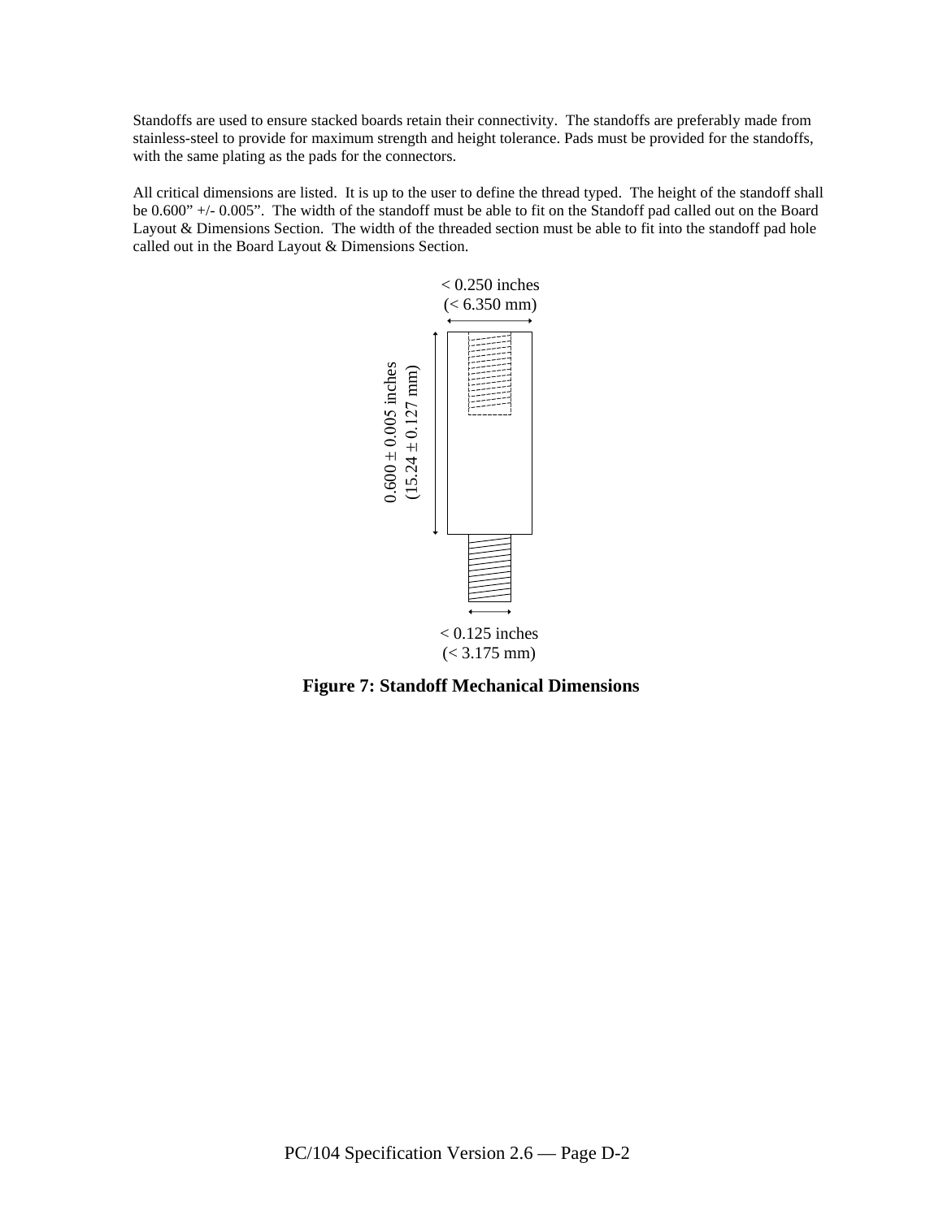Standoffs are used to ensure stacked boards retain their connectivity. The standoffs are preferably made from stainless-steel to provide for maximum strength and height tolerance. Pads must be provided for the standoffs, with the same plating as the pads for the connectors.

All critical dimensions are listed. It is up to the user to define the thread typed. The height of the standoff shall be 0.600” +/- 0.005”. The width of the standoff must be able to fit on the Standoff pad called out on the Board Layout & Dimensions Section. The width of the threaded section must be able to fit into the standoff pad hole called out in the Board Layout & Dimensions Section.

< 0.250 inches
(< 6.350 mm)

0.600 ± 0.005 inches
(15.24 ± 0.127 mm)

< 0.125 inches
(< 3.175 mm)

**Figure 7: Standoff Mechanical Dimensions**